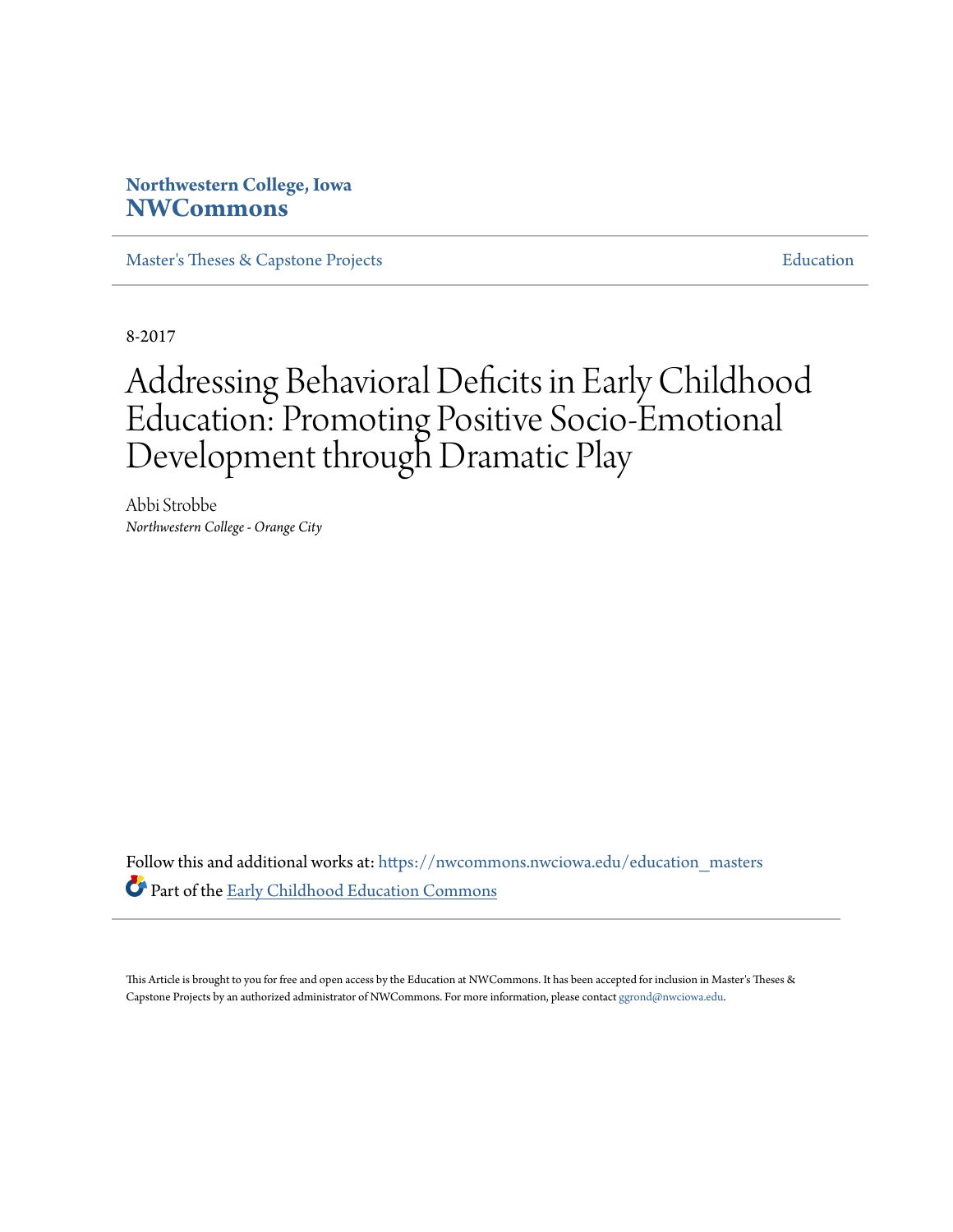**Northwestern College, Iowa**
**NWCommons**

Master's Theses & Capstone Projects | Education

8-2017

# Addressing Behavioral Deficits in Early Childhood Education: Promoting Positive Socio-Emotional Development through Dramatic Play

Abbi Strobbe
*Northwestern College - Orange City*

Follow this and additional works at: https://nwcommons.nwciowa.edu/education_masters

Part of the Early Childhood Education Commons

This Article is brought to you for free and open access by the Education at NWCommons. It has been accepted for inclusion in Master's Theses & Capstone Projects by an authorized administrator of NWCommons. For more information, please contact ggrond@nwciowa.edu.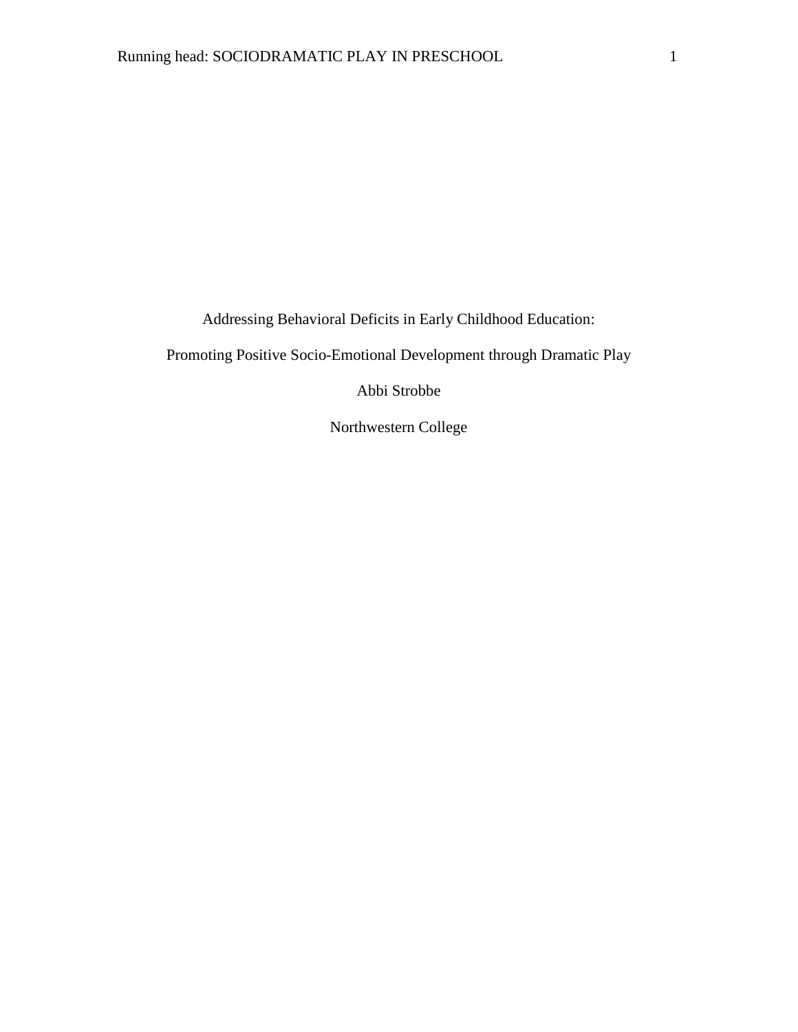Addressing Behavioral Deficits in Early Childhood Education:

Promoting Positive Socio-Emotional Development through Dramatic Play

Abbi Strobbe

Northwestern College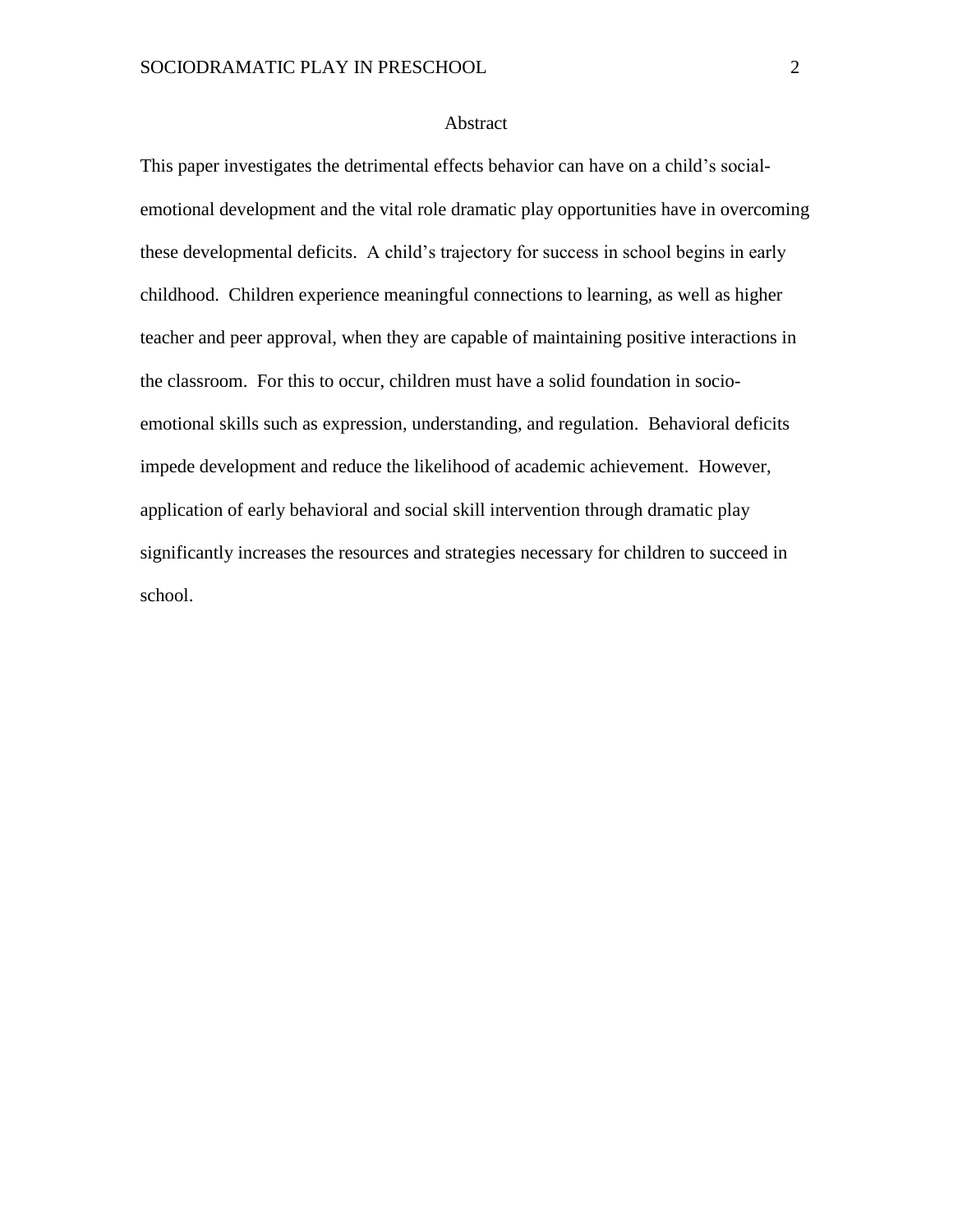# Abstract

This paper investigates the detrimental effects behavior can have on a child's social-emotional development and the vital role dramatic play opportunities have in overcoming these developmental deficits. A child's trajectory for success in school begins in early childhood. Children experience meaningful connections to learning, as well as higher teacher and peer approval, when they are capable of maintaining positive interactions in the classroom. For this to occur, children must have a solid foundation in socio-emotional skills such as expression, understanding, and regulation. Behavioral deficits impede development and reduce the likelihood of academic achievement. However, application of early behavioral and social skill intervention through dramatic play significantly increases the resources and strategies necessary for children to succeed in school.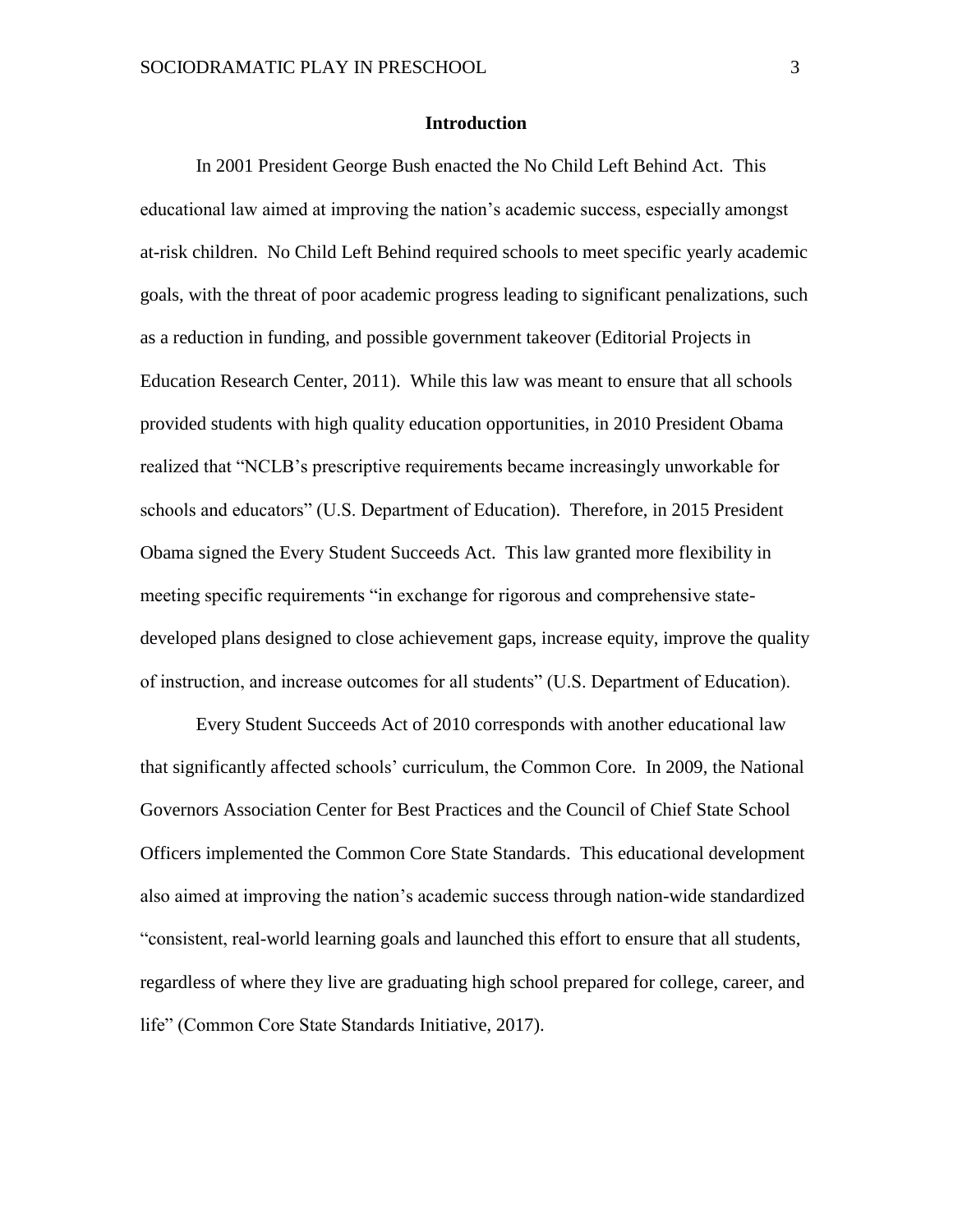## Introduction

In 2001 President George Bush enacted the No Child Left Behind Act. This educational law aimed at improving the nation's academic success, especially amongst at-risk children. No Child Left Behind required schools to meet specific yearly academic goals, with the threat of poor academic progress leading to significant penalizations, such as a reduction in funding, and possible government takeover (Editorial Projects in Education Research Center, 2011). While this law was meant to ensure that all schools provided students with high quality education opportunities, in 2010 President Obama realized that "NCLB's prescriptive requirements became increasingly unworkable for schools and educators" (U.S. Department of Education). Therefore, in 2015 President Obama signed the Every Student Succeeds Act. This law granted more flexibility in meeting specific requirements "in exchange for rigorous and comprehensive state-developed plans designed to close achievement gaps, increase equity, improve the quality of instruction, and increase outcomes for all students" (U.S. Department of Education).

Every Student Succeeds Act of 2010 corresponds with another educational law that significantly affected schools' curriculum, the Common Core. In 2009, the National Governors Association Center for Best Practices and the Council of Chief State School Officers implemented the Common Core State Standards. This educational development also aimed at improving the nation's academic success through nation-wide standardized "consistent, real-world learning goals and launched this effort to ensure that all students, regardless of where they live are graduating high school prepared for college, career, and life" (Common Core State Standards Initiative, 2017).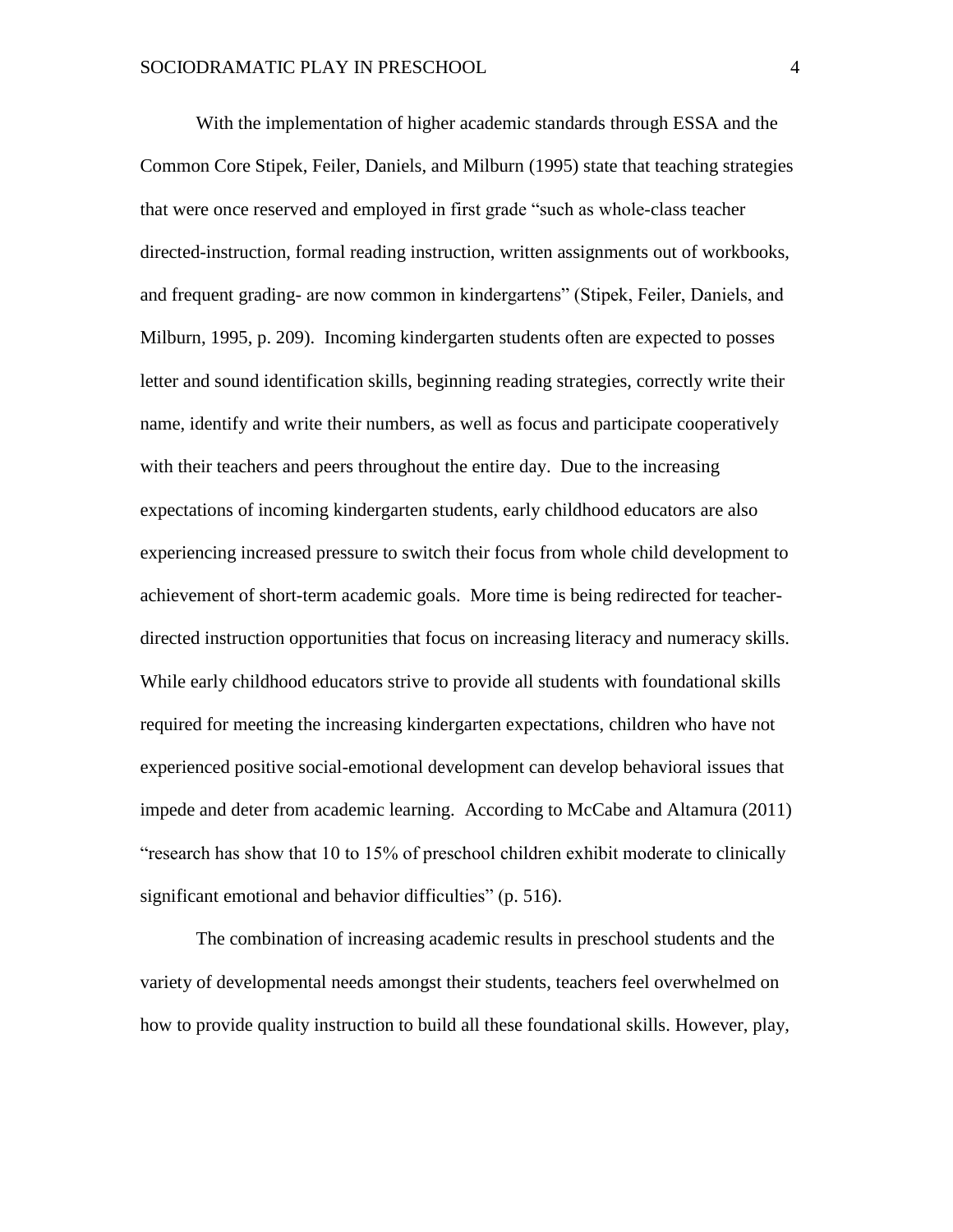With the implementation of higher academic standards through ESSA and the Common Core Stipek, Feiler, Daniels, and Milburn (1995) state that teaching strategies that were once reserved and employed in first grade "such as whole-class teacher directed-instruction, formal reading instruction, written assignments out of workbooks, and frequent grading- are now common in kindergartens" (Stipek, Feiler, Daniels, and Milburn, 1995, p. 209). Incoming kindergarten students often are expected to posses letter and sound identification skills, beginning reading strategies, correctly write their name, identify and write their numbers, as well as focus and participate cooperatively with their teachers and peers throughout the entire day. Due to the increasing expectations of incoming kindergarten students, early childhood educators are also experiencing increased pressure to switch their focus from whole child development to achievement of short-term academic goals. More time is being redirected for teacher-directed instruction opportunities that focus on increasing literacy and numeracy skills. While early childhood educators strive to provide all students with foundational skills required for meeting the increasing kindergarten expectations, children who have not experienced positive social-emotional development can develop behavioral issues that impede and deter from academic learning. According to McCabe and Altamura (2011) "research has show that 10 to 15% of preschool children exhibit moderate to clinically significant emotional and behavior difficulties" (p. 516).

The combination of increasing academic results in preschool students and the variety of developmental needs amongst their students, teachers feel overwhelmed on how to provide quality instruction to build all these foundational skills. However, play,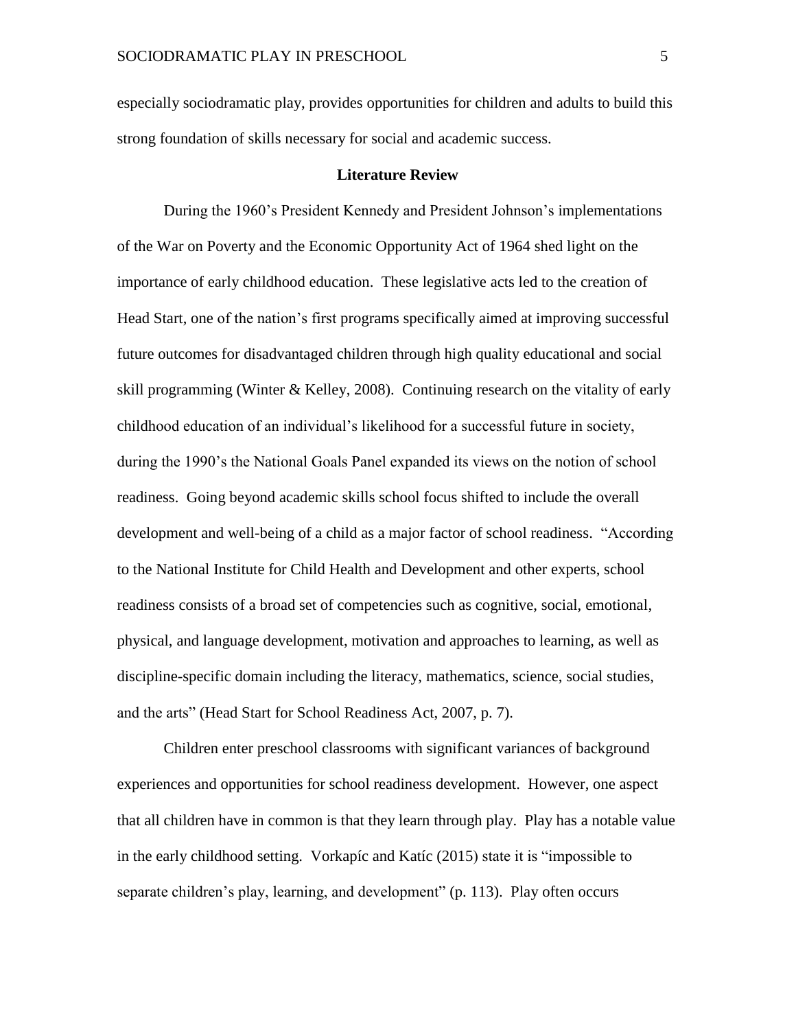especially sociodramatic play, provides opportunities for children and adults to build this strong foundation of skills necessary for social and academic success.

## Literature Review

During the 1960's President Kennedy and President Johnson's implementations of the War on Poverty and the Economic Opportunity Act of 1964 shed light on the importance of early childhood education. These legislative acts led to the creation of Head Start, one of the nation's first programs specifically aimed at improving successful future outcomes for disadvantaged children through high quality educational and social skill programming (Winter & Kelley, 2008). Continuing research on the vitality of early childhood education of an individual's likelihood for a successful future in society, during the 1990's the National Goals Panel expanded its views on the notion of school readiness. Going beyond academic skills school focus shifted to include the overall development and well-being of a child as a major factor of school readiness. "According to the National Institute for Child Health and Development and other experts, school readiness consists of a broad set of competencies such as cognitive, social, emotional, physical, and language development, motivation and approaches to learning, as well as discipline-specific domain including the literacy, mathematics, science, social studies, and the arts" (Head Start for School Readiness Act, 2007, p. 7).

Children enter preschool classrooms with significant variances of background experiences and opportunities for school readiness development. However, one aspect that all children have in common is that they learn through play. Play has a notable value in the early childhood setting. Vorkapíc and Katíc (2015) state it is "impossible to separate children's play, learning, and development" (p. 113). Play often occurs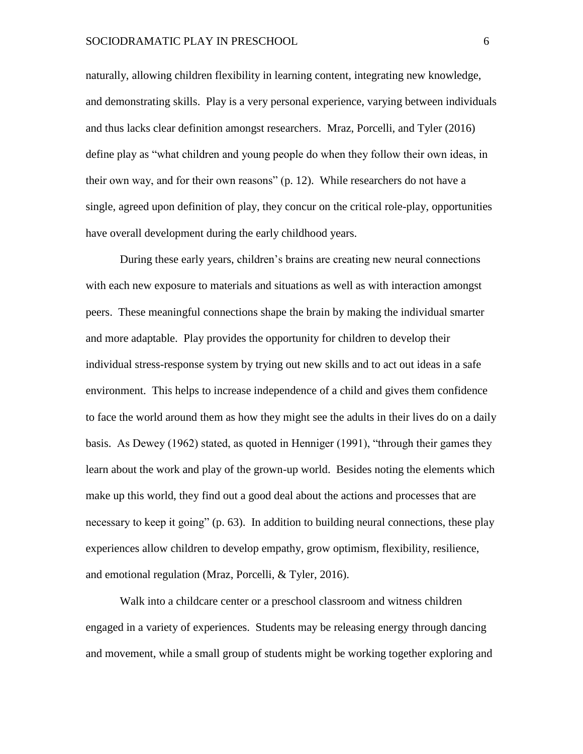naturally, allowing children flexibility in learning content, integrating new knowledge, and demonstrating skills. Play is a very personal experience, varying between individuals and thus lacks clear definition amongst researchers. Mraz, Porcelli, and Tyler (2016) define play as "what children and young people do when they follow their own ideas, in their own way, and for their own reasons" (p. 12). While researchers do not have a single, agreed upon definition of play, they concur on the critical role-play, opportunities have overall development during the early childhood years.

During these early years, children's brains are creating new neural connections with each new exposure to materials and situations as well as with interaction amongst peers. These meaningful connections shape the brain by making the individual smarter and more adaptable. Play provides the opportunity for children to develop their individual stress-response system by trying out new skills and to act out ideas in a safe environment. This helps to increase independence of a child and gives them confidence to face the world around them as how they might see the adults in their lives do on a daily basis. As Dewey (1962) stated, as quoted in Henniger (1991), "through their games they learn about the work and play of the grown-up world. Besides noting the elements which make up this world, they find out a good deal about the actions and processes that are necessary to keep it going" (p. 63). In addition to building neural connections, these play experiences allow children to develop empathy, grow optimism, flexibility, resilience, and emotional regulation (Mraz, Porcelli, & Tyler, 2016).

Walk into a childcare center or a preschool classroom and witness children engaged in a variety of experiences. Students may be releasing energy through dancing and movement, while a small group of students might be working together exploring and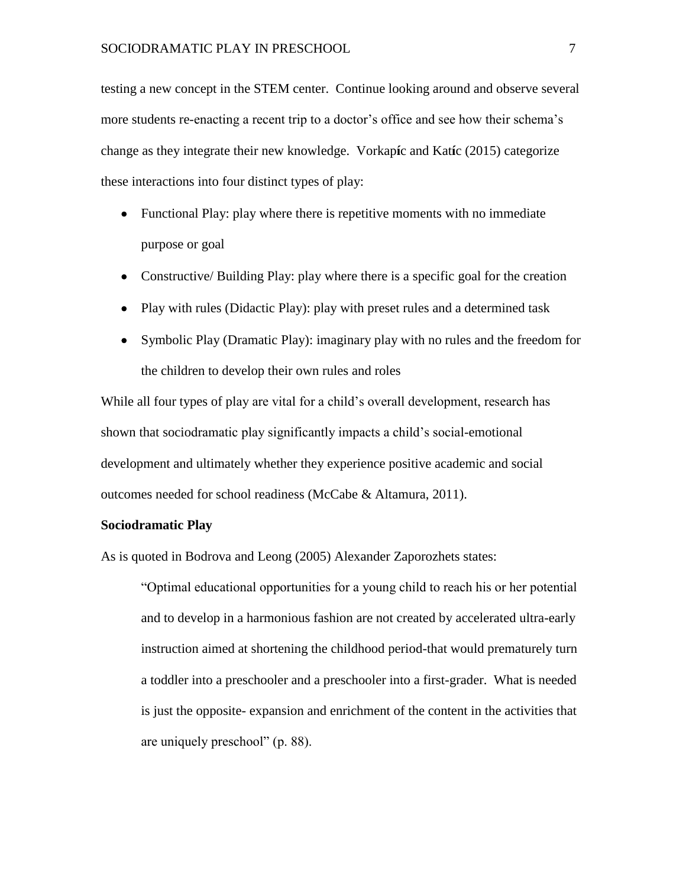testing a new concept in the STEM center. Continue looking around and observe several more students re-enacting a recent trip to a doctor's office and see how their schema's change as they integrate their new knowledge. Vorkapíc and Katíc (2015) categorize these interactions into four distinct types of play:

- Functional Play: play where there is repetitive moments with no immediate purpose or goal
- Constructive/ Building Play: play where there is a specific goal for the creation
- Play with rules (Didactic Play): play with preset rules and a determined task
- Symbolic Play (Dramatic Play): imaginary play with no rules and the freedom for the children to develop their own rules and roles

While all four types of play are vital for a child's overall development, research has shown that sociodramatic play significantly impacts a child's social-emotional development and ultimately whether they experience positive academic and social outcomes needed for school readiness (McCabe & Altamura, 2011).

**Sociodramatic Play**

As is quoted in Bodrova and Leong (2005) Alexander Zaporozhets states:

> "Optimal educational opportunities for a young child to reach his or her potential and to develop in a harmonious fashion are not created by accelerated ultra-early instruction aimed at shortening the childhood period-that would prematurely turn a toddler into a preschooler and a preschooler into a first-grader. What is needed is just the opposite- expansion and enrichment of the content in the activities that are uniquely preschool" (p. 88).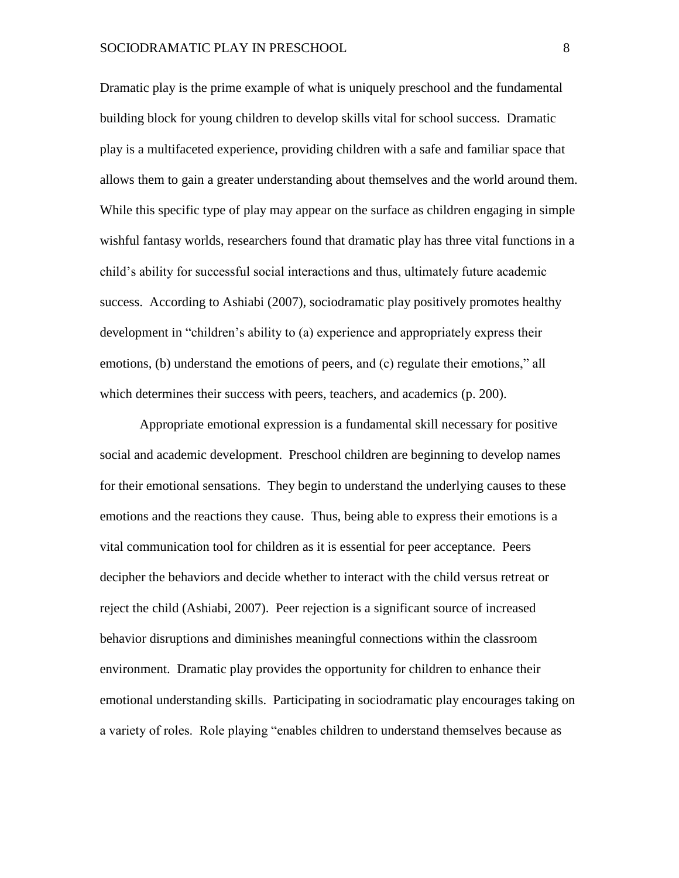Dramatic play is the prime example of what is uniquely preschool and the fundamental building block for young children to develop skills vital for school success. Dramatic play is a multifaceted experience, providing children with a safe and familiar space that allows them to gain a greater understanding about themselves and the world around them. While this specific type of play may appear on the surface as children engaging in simple wishful fantasy worlds, researchers found that dramatic play has three vital functions in a child's ability for successful social interactions and thus, ultimately future academic success. According to Ashiabi (2007), sociodramatic play positively promotes healthy development in "children's ability to (a) experience and appropriately express their emotions, (b) understand the emotions of peers, and (c) regulate their emotions," all which determines their success with peers, teachers, and academics (p. 200).

Appropriate emotional expression is a fundamental skill necessary for positive social and academic development. Preschool children are beginning to develop names for their emotional sensations. They begin to understand the underlying causes to these emotions and the reactions they cause. Thus, being able to express their emotions is a vital communication tool for children as it is essential for peer acceptance. Peers decipher the behaviors and decide whether to interact with the child versus retreat or reject the child (Ashiabi, 2007). Peer rejection is a significant source of increased behavior disruptions and diminishes meaningful connections within the classroom environment. Dramatic play provides the opportunity for children to enhance their emotional understanding skills. Participating in sociodramatic play encourages taking on a variety of roles. Role playing "enables children to understand themselves because as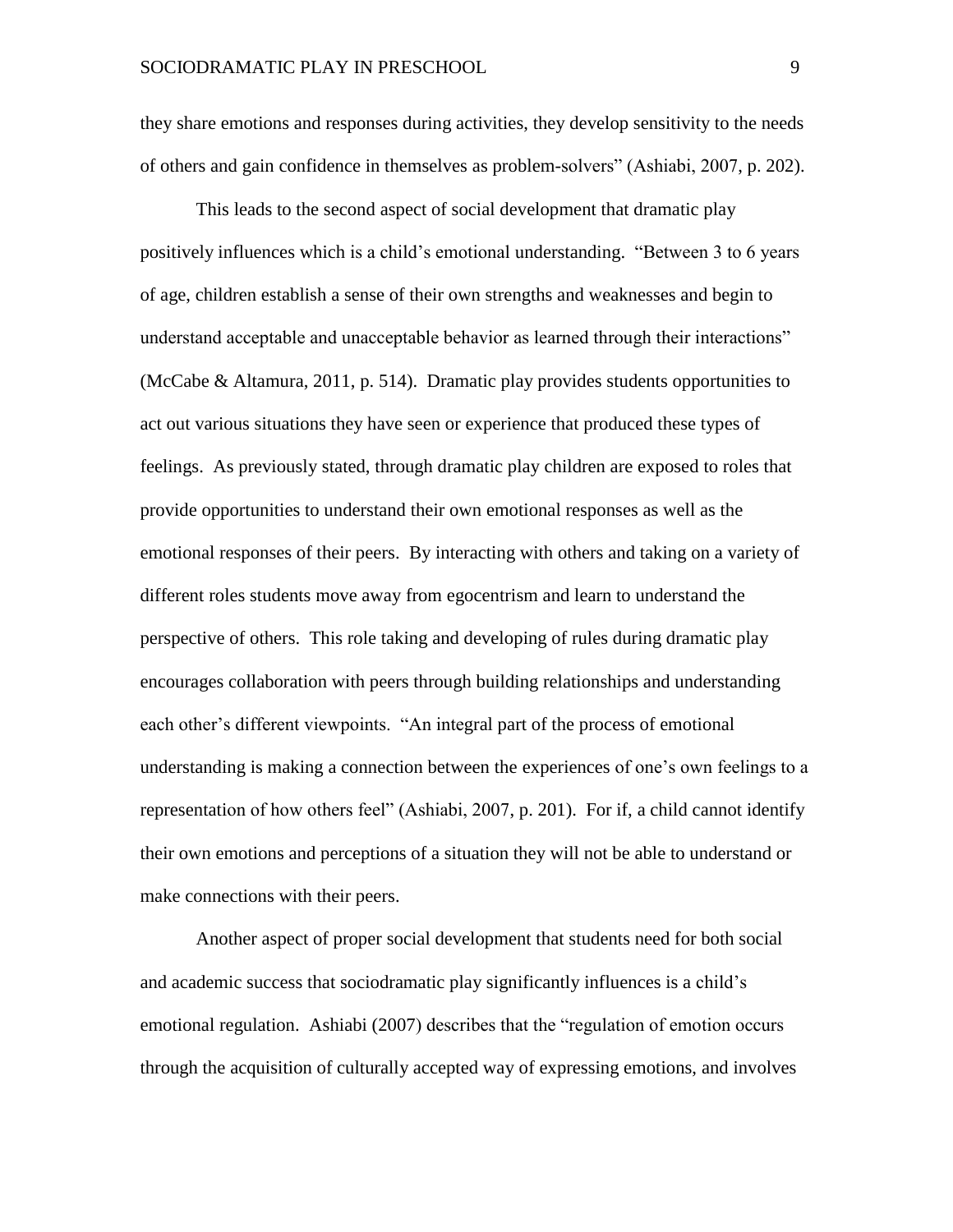they share emotions and responses during activities, they develop sensitivity to the needs of others and gain confidence in themselves as problem-solvers" (Ashiabi, 2007, p. 202).

This leads to the second aspect of social development that dramatic play positively influences which is a child's emotional understanding. "Between 3 to 6 years of age, children establish a sense of their own strengths and weaknesses and begin to understand acceptable and unacceptable behavior as learned through their interactions" (McCabe & Altamura, 2011, p. 514). Dramatic play provides students opportunities to act out various situations they have seen or experience that produced these types of feelings. As previously stated, through dramatic play children are exposed to roles that provide opportunities to understand their own emotional responses as well as the emotional responses of their peers. By interacting with others and taking on a variety of different roles students move away from egocentrism and learn to understand the perspective of others. This role taking and developing of rules during dramatic play encourages collaboration with peers through building relationships and understanding each other's different viewpoints. "An integral part of the process of emotional understanding is making a connection between the experiences of one's own feelings to a representation of how others feel" (Ashiabi, 2007, p. 201). For if, a child cannot identify their own emotions and perceptions of a situation they will not be able to understand or make connections with their peers.

Another aspect of proper social development that students need for both social and academic success that sociodramatic play significantly influences is a child's emotional regulation. Ashiabi (2007) describes that the "regulation of emotion occurs through the acquisition of culturally accepted way of expressing emotions, and involves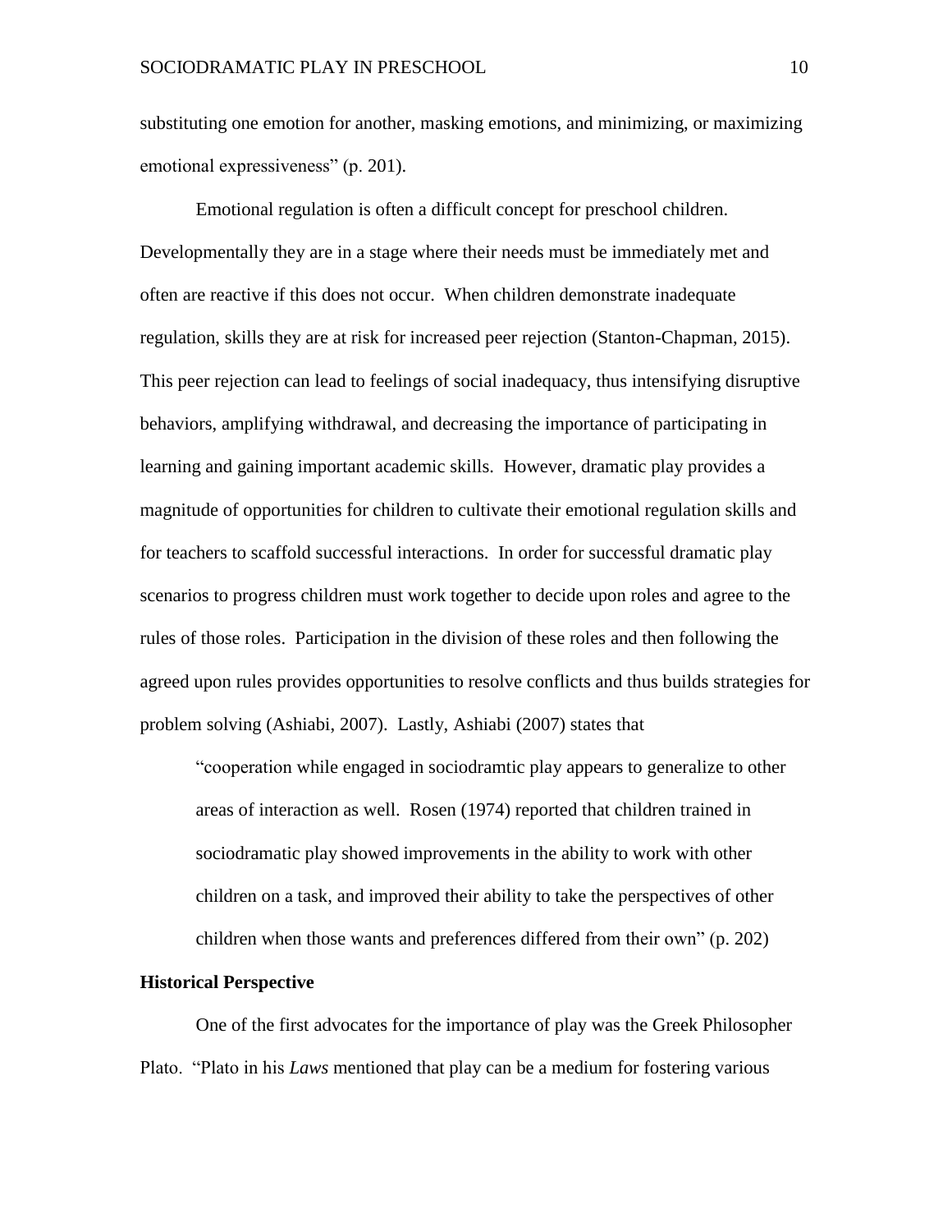substituting one emotion for another, masking emotions, and minimizing, or maximizing emotional expressiveness" (p. 201).

Emotional regulation is often a difficult concept for preschool children. Developmentally they are in a stage where their needs must be immediately met and often are reactive if this does not occur. When children demonstrate inadequate regulation, skills they are at risk for increased peer rejection (Stanton-Chapman, 2015). This peer rejection can lead to feelings of social inadequacy, thus intensifying disruptive behaviors, amplifying withdrawal, and decreasing the importance of participating in learning and gaining important academic skills. However, dramatic play provides a magnitude of opportunities for children to cultivate their emotional regulation skills and for teachers to scaffold successful interactions. In order for successful dramatic play scenarios to progress children must work together to decide upon roles and agree to the rules of those roles. Participation in the division of these roles and then following the agreed upon rules provides opportunities to resolve conflicts and thus builds strategies for problem solving (Ashiabi, 2007). Lastly, Ashiabi (2007) states that

> "cooperation while engaged in sociodramtic play appears to generalize to other areas of interaction as well. Rosen (1974) reported that children trained in sociodramatic play showed improvements in the ability to work with other children on a task, and improved their ability to take the perspectives of other children when those wants and preferences differed from their own" (p. 202)

**Historical Perspective**

One of the first advocates for the importance of play was the Greek Philosopher Plato. "Plato in his *Laws* mentioned that play can be a medium for fostering various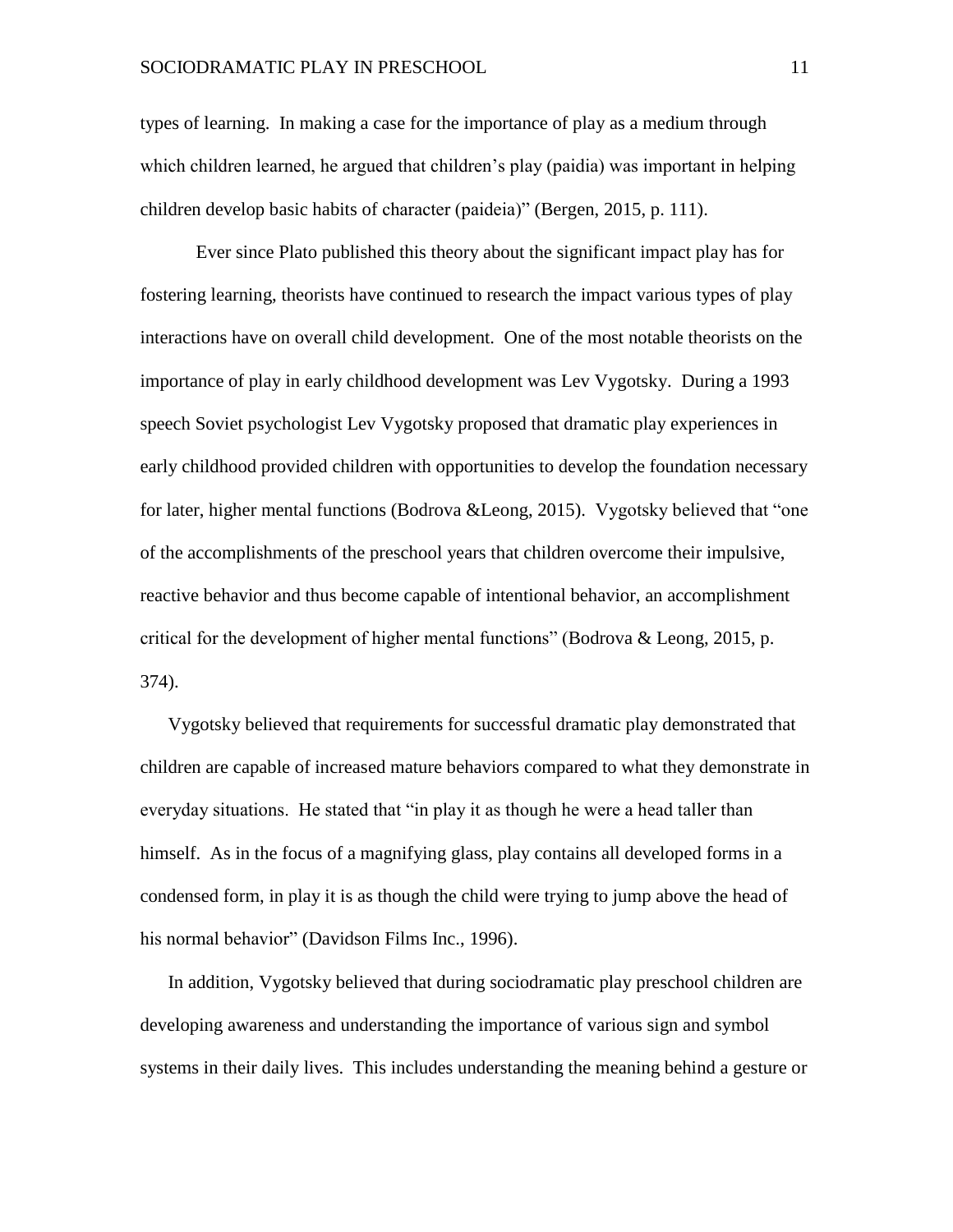types of learning. In making a case for the importance of play as a medium through which children learned, he argued that children's play (paidia) was important in helping children develop basic habits of character (paideia)" (Bergen, 2015, p. 111).

Ever since Plato published this theory about the significant impact play has for fostering learning, theorists have continued to research the impact various types of play interactions have on overall child development. One of the most notable theorists on the importance of play in early childhood development was Lev Vygotsky. During a 1993 speech Soviet psychologist Lev Vygotsky proposed that dramatic play experiences in early childhood provided children with opportunities to develop the foundation necessary for later, higher mental functions (Bodrova &Leong, 2015). Vygotsky believed that "one of the accomplishments of the preschool years that children overcome their impulsive, reactive behavior and thus become capable of intentional behavior, an accomplishment critical for the development of higher mental functions" (Bodrova & Leong, 2015, p. 374).

Vygotsky believed that requirements for successful dramatic play demonstrated that children are capable of increased mature behaviors compared to what they demonstrate in everyday situations. He stated that "in play it as though he were a head taller than himself. As in the focus of a magnifying glass, play contains all developed forms in a condensed form, in play it is as though the child were trying to jump above the head of his normal behavior" (Davidson Films Inc., 1996).

In addition, Vygotsky believed that during sociodramatic play preschool children are developing awareness and understanding the importance of various sign and symbol systems in their daily lives. This includes understanding the meaning behind a gesture or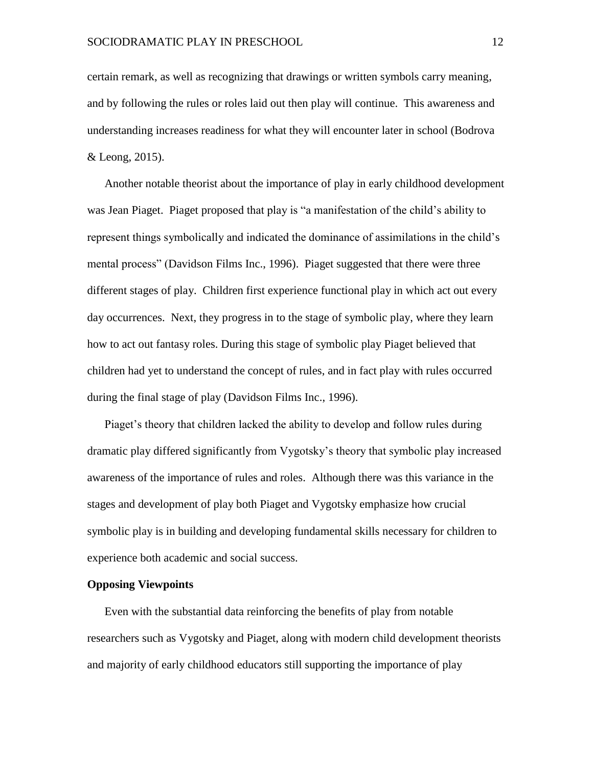certain remark, as well as recognizing that drawings or written symbols carry meaning, and by following the rules or roles laid out then play will continue. This awareness and understanding increases readiness for what they will encounter later in school (Bodrova & Leong, 2015).

Another notable theorist about the importance of play in early childhood development was Jean Piaget. Piaget proposed that play is "a manifestation of the child's ability to represent things symbolically and indicated the dominance of assimilations in the child's mental process" (Davidson Films Inc., 1996). Piaget suggested that there were three different stages of play. Children first experience functional play in which act out every day occurrences. Next, they progress in to the stage of symbolic play, where they learn how to act out fantasy roles. During this stage of symbolic play Piaget believed that children had yet to understand the concept of rules, and in fact play with rules occurred during the final stage of play (Davidson Films Inc., 1996).

Piaget's theory that children lacked the ability to develop and follow rules during dramatic play differed significantly from Vygotsky's theory that symbolic play increased awareness of the importance of rules and roles. Although there was this variance in the stages and development of play both Piaget and Vygotsky emphasize how crucial symbolic play is in building and developing fundamental skills necessary for children to experience both academic and social success.

**Opposing Viewpoints**

Even with the substantial data reinforcing the benefits of play from notable researchers such as Vygotsky and Piaget, along with modern child development theorists and majority of early childhood educators still supporting the importance of play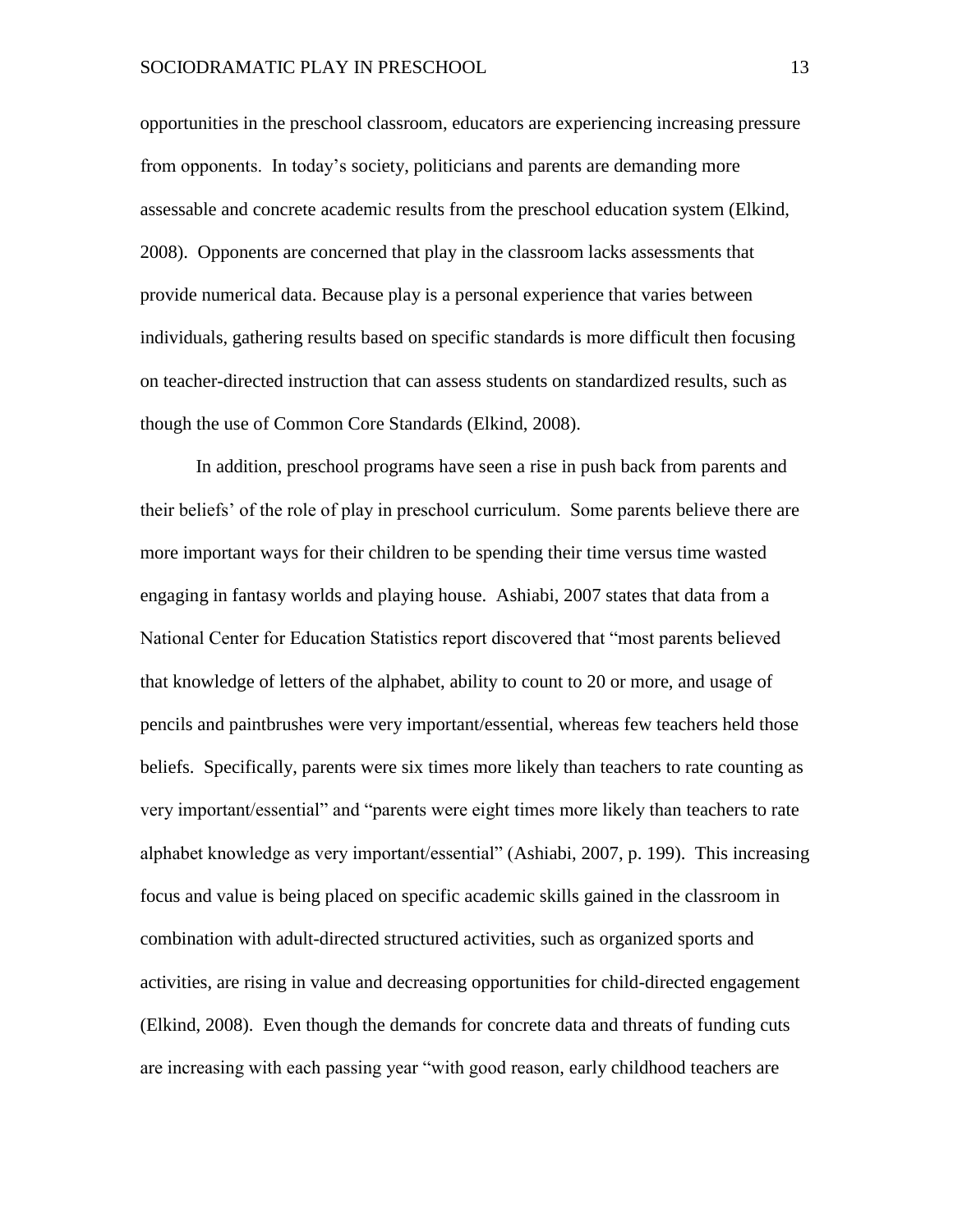opportunities in the preschool classroom, educators are experiencing increasing pressure from opponents. In today's society, politicians and parents are demanding more assessable and concrete academic results from the preschool education system (Elkind, 2008). Opponents are concerned that play in the classroom lacks assessments that provide numerical data. Because play is a personal experience that varies between individuals, gathering results based on specific standards is more difficult then focusing on teacher-directed instruction that can assess students on standardized results, such as though the use of Common Core Standards (Elkind, 2008).

In addition, preschool programs have seen a rise in push back from parents and their beliefs' of the role of play in preschool curriculum. Some parents believe there are more important ways for their children to be spending their time versus time wasted engaging in fantasy worlds and playing house. Ashiabi, 2007 states that data from a National Center for Education Statistics report discovered that "most parents believed that knowledge of letters of the alphabet, ability to count to 20 or more, and usage of pencils and paintbrushes were very important/essential, whereas few teachers held those beliefs. Specifically, parents were six times more likely than teachers to rate counting as very important/essential" and "parents were eight times more likely than teachers to rate alphabet knowledge as very important/essential" (Ashiabi, 2007, p. 199). This increasing focus and value is being placed on specific academic skills gained in the classroom in combination with adult-directed structured activities, such as organized sports and activities, are rising in value and decreasing opportunities for child-directed engagement (Elkind, 2008). Even though the demands for concrete data and threats of funding cuts are increasing with each passing year "with good reason, early childhood teachers are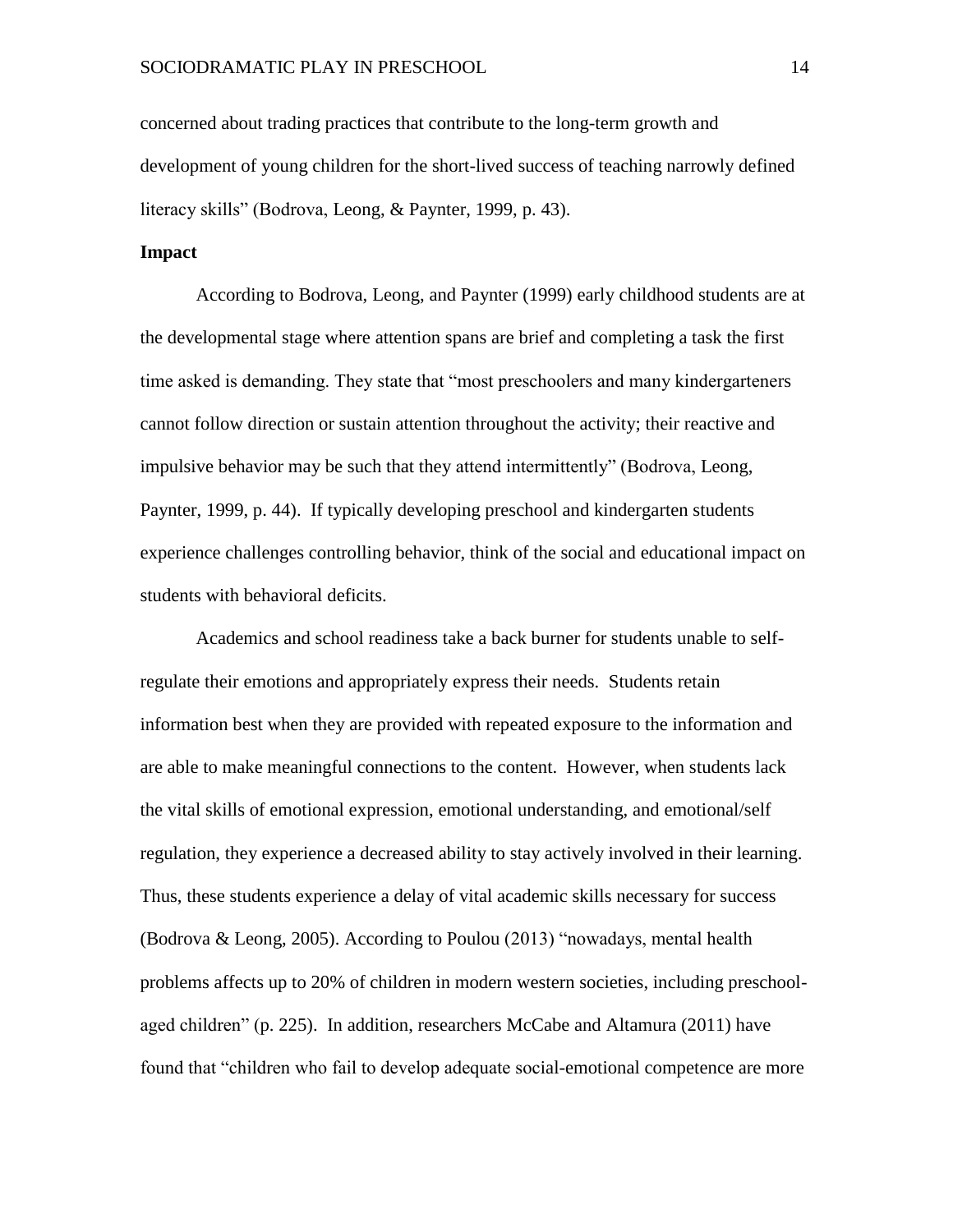concerned about trading practices that contribute to the long-term growth and development of young children for the short-lived success of teaching narrowly defined literacy skills" (Bodrova, Leong, & Paynter, 1999, p. 43).

**Impact**

According to Bodrova, Leong, and Paynter (1999) early childhood students are at the developmental stage where attention spans are brief and completing a task the first time asked is demanding. They state that "most preschoolers and many kindergarteners cannot follow direction or sustain attention throughout the activity; their reactive and impulsive behavior may be such that they attend intermittently" (Bodrova, Leong, Paynter, 1999, p. 44). If typically developing preschool and kindergarten students experience challenges controlling behavior, think of the social and educational impact on students with behavioral deficits.

Academics and school readiness take a back burner for students unable to self-regulate their emotions and appropriately express their needs. Students retain information best when they are provided with repeated exposure to the information and are able to make meaningful connections to the content. However, when students lack the vital skills of emotional expression, emotional understanding, and emotional/self regulation, they experience a decreased ability to stay actively involved in their learning. Thus, these students experience a delay of vital academic skills necessary for success (Bodrova & Leong, 2005). According to Poulou (2013) "nowadays, mental health problems affects up to 20% of children in modern western societies, including preschool-aged children" (p. 225). In addition, researchers McCabe and Altamura (2011) have found that "children who fail to develop adequate social-emotional competence are more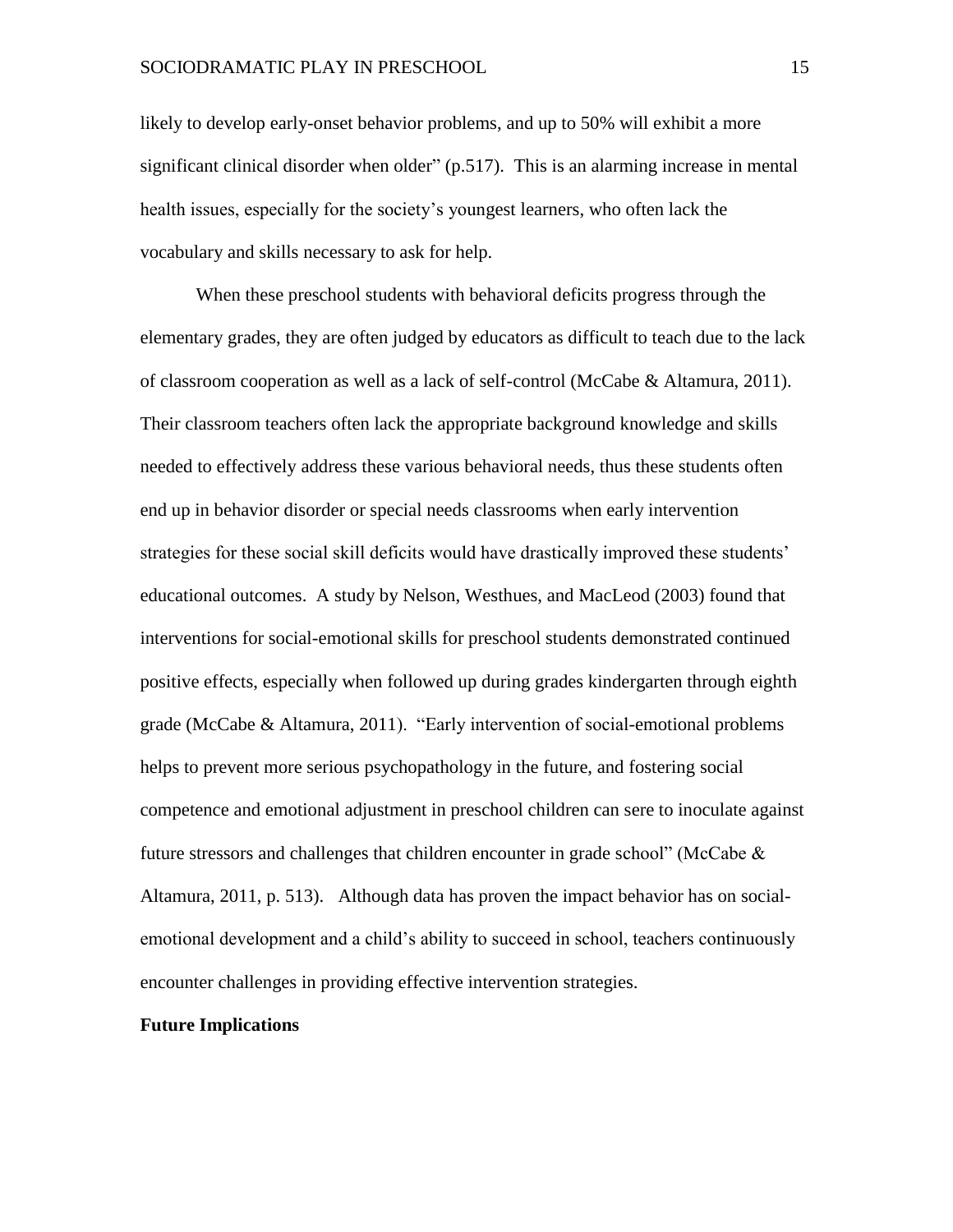likely to develop early-onset behavior problems, and up to 50% will exhibit a more significant clinical disorder when older" (p.517). This is an alarming increase in mental health issues, especially for the society's youngest learners, who often lack the vocabulary and skills necessary to ask for help.

When these preschool students with behavioral deficits progress through the elementary grades, they are often judged by educators as difficult to teach due to the lack of classroom cooperation as well as a lack of self-control (McCabe & Altamura, 2011). Their classroom teachers often lack the appropriate background knowledge and skills needed to effectively address these various behavioral needs, thus these students often end up in behavior disorder or special needs classrooms when early intervention strategies for these social skill deficits would have drastically improved these students' educational outcomes. A study by Nelson, Westhues, and MacLeod (2003) found that interventions for social-emotional skills for preschool students demonstrated continued positive effects, especially when followed up during grades kindergarten through eighth grade (McCabe & Altamura, 2011). "Early intervention of social-emotional problems helps to prevent more serious psychopathology in the future, and fostering social competence and emotional adjustment in preschool children can sere to inoculate against future stressors and challenges that children encounter in grade school" (McCabe & Altamura, 2011, p. 513). Although data has proven the impact behavior has on social-emotional development and a child's ability to succeed in school, teachers continuously encounter challenges in providing effective intervention strategies.

**Future Implications**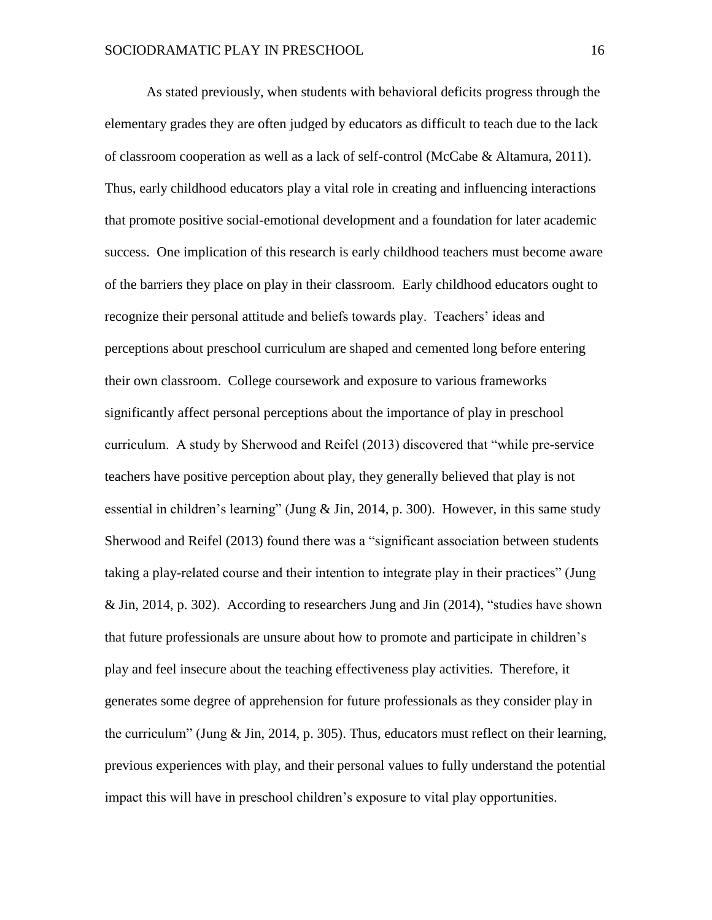As stated previously, when students with behavioral deficits progress through the elementary grades they are often judged by educators as difficult to teach due to the lack of classroom cooperation as well as a lack of self-control (McCabe & Altamura, 2011). Thus, early childhood educators play a vital role in creating and influencing interactions that promote positive social-emotional development and a foundation for later academic success. One implication of this research is early childhood teachers must become aware of the barriers they place on play in their classroom. Early childhood educators ought to recognize their personal attitude and beliefs towards play. Teachers' ideas and perceptions about preschool curriculum are shaped and cemented long before entering their own classroom. College coursework and exposure to various frameworks significantly affect personal perceptions about the importance of play in preschool curriculum. A study by Sherwood and Reifel (2013) discovered that "while pre-service teachers have positive perception about play, they generally believed that play is not essential in children's learning" (Jung & Jin, 2014, p. 300). However, in this same study Sherwood and Reifel (2013) found there was a "significant association between students taking a play-related course and their intention to integrate play in their practices" (Jung & Jin, 2014, p. 302). According to researchers Jung and Jin (2014), "studies have shown that future professionals are unsure about how to promote and participate in children's play and feel insecure about the teaching effectiveness play activities. Therefore, it generates some degree of apprehension for future professionals as they consider play in the curriculum" (Jung & Jin, 2014, p. 305). Thus, educators must reflect on their learning, previous experiences with play, and their personal values to fully understand the potential impact this will have in preschool children's exposure to vital play opportunities.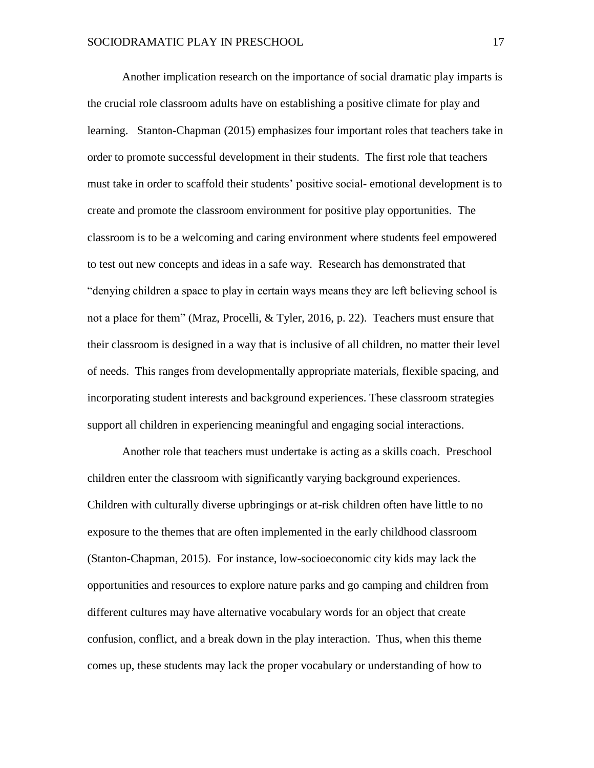Another implication research on the importance of social dramatic play imparts is the crucial role classroom adults have on establishing a positive climate for play and learning. Stanton-Chapman (2015) emphasizes four important roles that teachers take in order to promote successful development in their students. The first role that teachers must take in order to scaffold their students' positive social- emotional development is to create and promote the classroom environment for positive play opportunities. The classroom is to be a welcoming and caring environment where students feel empowered to test out new concepts and ideas in a safe way. Research has demonstrated that "denying children a space to play in certain ways means they are left believing school is not a place for them" (Mraz, Procelli, & Tyler, 2016, p. 22). Teachers must ensure that their classroom is designed in a way that is inclusive of all children, no matter their level of needs. This ranges from developmentally appropriate materials, flexible spacing, and incorporating student interests and background experiences. These classroom strategies support all children in experiencing meaningful and engaging social interactions.

Another role that teachers must undertake is acting as a skills coach. Preschool children enter the classroom with significantly varying background experiences. Children with culturally diverse upbringings or at-risk children often have little to no exposure to the themes that are often implemented in the early childhood classroom (Stanton-Chapman, 2015). For instance, low-socioeconomic city kids may lack the opportunities and resources to explore nature parks and go camping and children from different cultures may have alternative vocabulary words for an object that create confusion, conflict, and a break down in the play interaction. Thus, when this theme comes up, these students may lack the proper vocabulary or understanding of how to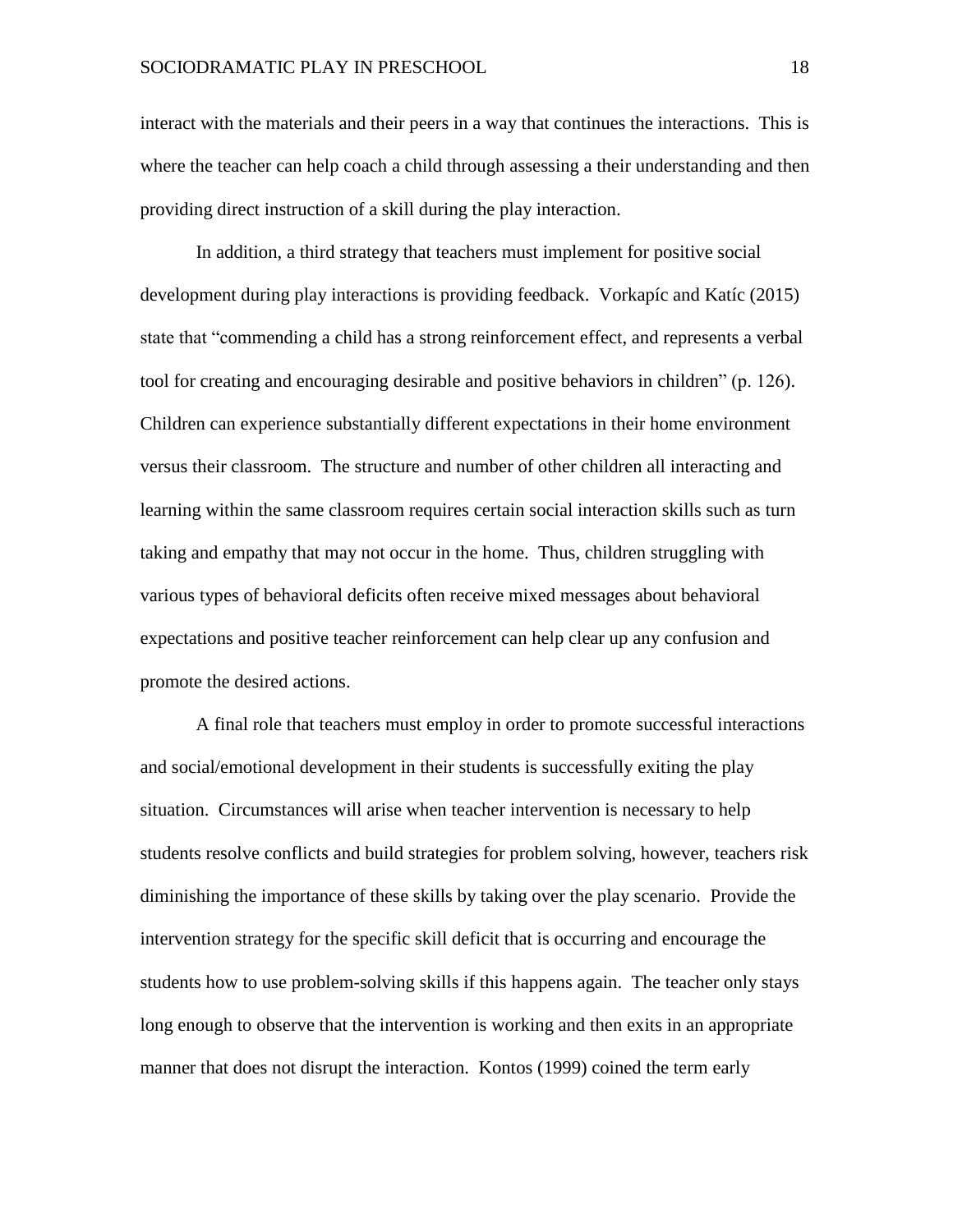interact with the materials and their peers in a way that continues the interactions. This is where the teacher can help coach a child through assessing a their understanding and then providing direct instruction of a skill during the play interaction.

In addition, a third strategy that teachers must implement for positive social development during play interactions is providing feedback. Vorkapíc and Katíc (2015) state that "commending a child has a strong reinforcement effect, and represents a verbal tool for creating and encouraging desirable and positive behaviors in children" (p. 126). Children can experience substantially different expectations in their home environment versus their classroom. The structure and number of other children all interacting and learning within the same classroom requires certain social interaction skills such as turn taking and empathy that may not occur in the home. Thus, children struggling with various types of behavioral deficits often receive mixed messages about behavioral expectations and positive teacher reinforcement can help clear up any confusion and promote the desired actions.

A final role that teachers must employ in order to promote successful interactions and social/emotional development in their students is successfully exiting the play situation. Circumstances will arise when teacher intervention is necessary to help students resolve conflicts and build strategies for problem solving, however, teachers risk diminishing the importance of these skills by taking over the play scenario. Provide the intervention strategy for the specific skill deficit that is occurring and encourage the students how to use problem-solving skills if this happens again. The teacher only stays long enough to observe that the intervention is working and then exits in an appropriate manner that does not disrupt the interaction. Kontos (1999) coined the term early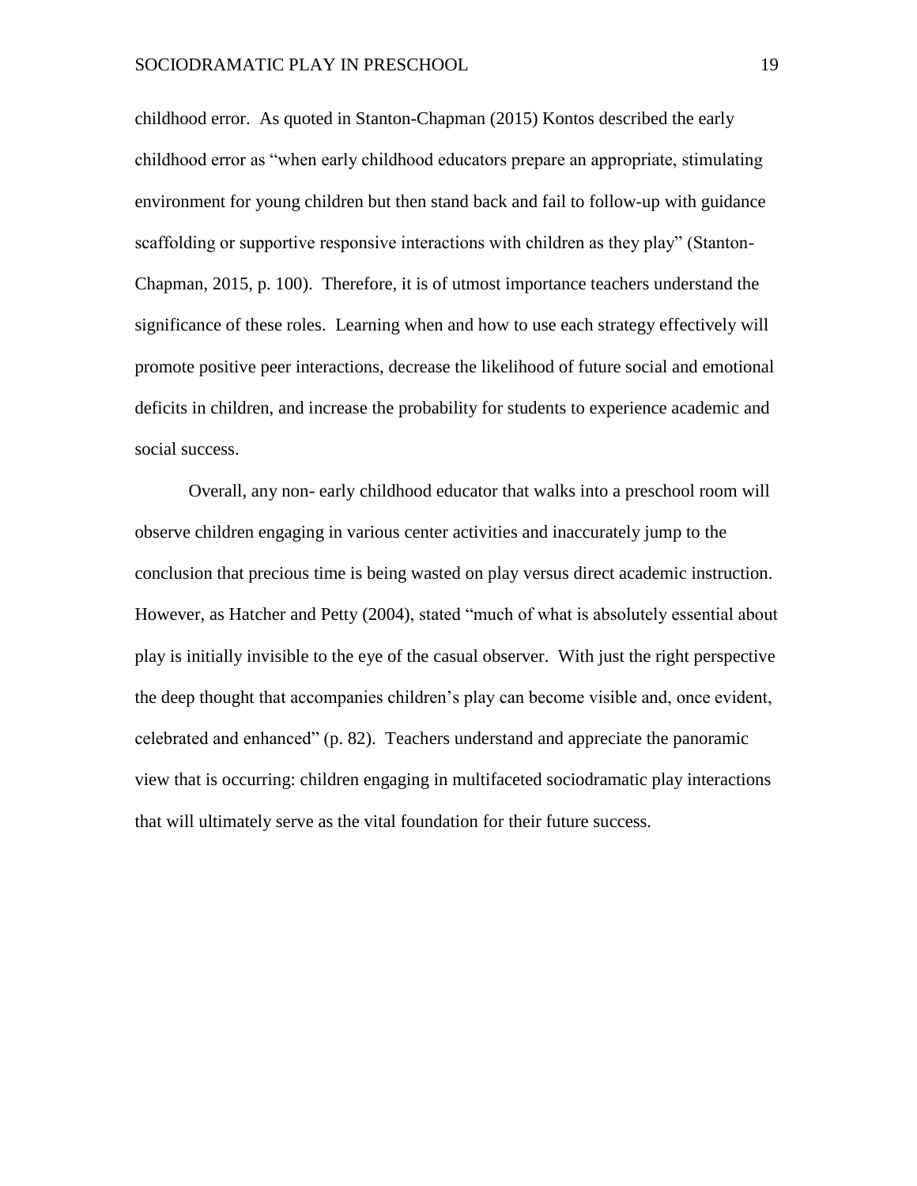childhood error. As quoted in Stanton-Chapman (2015) Kontos described the early childhood error as "when early childhood educators prepare an appropriate, stimulating environment for young children but then stand back and fail to follow-up with guidance scaffolding or supportive responsive interactions with children as they play" (Stanton-Chapman, 2015, p. 100). Therefore, it is of utmost importance teachers understand the significance of these roles. Learning when and how to use each strategy effectively will promote positive peer interactions, decrease the likelihood of future social and emotional deficits in children, and increase the probability for students to experience academic and social success.

Overall, any non- early childhood educator that walks into a preschool room will observe children engaging in various center activities and inaccurately jump to the conclusion that precious time is being wasted on play versus direct academic instruction. However, as Hatcher and Petty (2004), stated "much of what is absolutely essential about play is initially invisible to the eye of the casual observer. With just the right perspective the deep thought that accompanies children's play can become visible and, once evident, celebrated and enhanced" (p. 82). Teachers understand and appreciate the panoramic view that is occurring: children engaging in multifaceted sociodramatic play interactions that will ultimately serve as the vital foundation for their future success.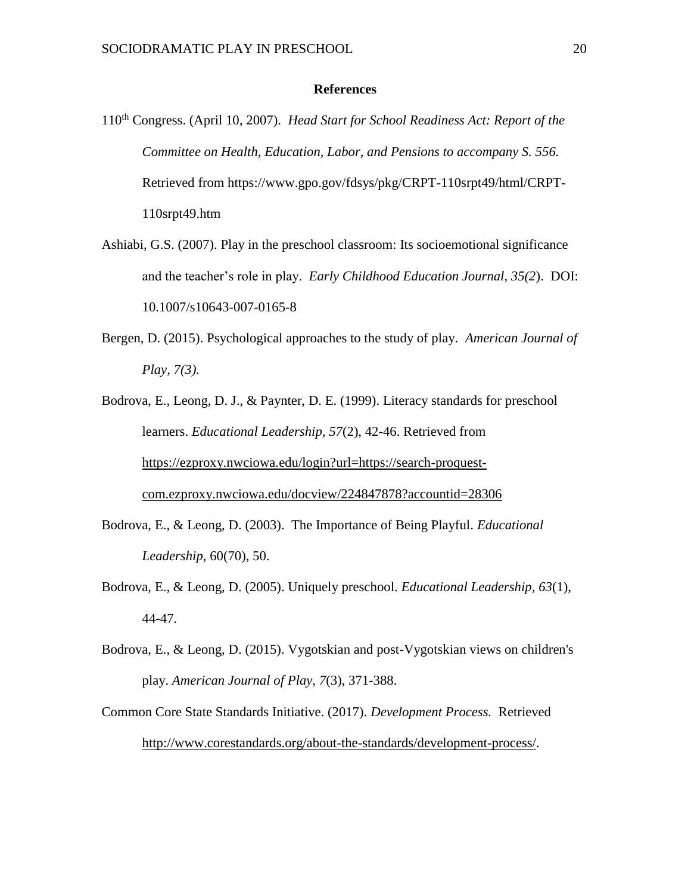# References

110th Congress. (April 10, 2007). *Head Start for School Readiness Act: Report of the Committee on Health, Education, Labor, and Pensions to accompany S. 556.* Retrieved from https://www.gpo.gov/fdsys/pkg/CRPT-110srpt49/html/CRPT-110srpt49.htm

Ashiabi, G.S. (2007). Play in the preschool classroom: Its socioemotional significance and the teacher's role in play. *Early Childhood Education Journal, 35(2*). DOI: 10.1007/s10643-007-0165-8

Bergen, D. (2015). Psychological approaches to the study of play. *American Journal of Play, 7(3).*

Bodrova, E., Leong, D. J., & Paynter, D. E. (1999). Literacy standards for preschool learners. *Educational Leadership, 57*(2), 42-46. Retrieved from https://ezproxy.nwciowa.edu/login?url=https://search-proquest-com.ezproxy.nwciowa.edu/docview/224847878?accountid=28306

Bodrova, E., & Leong, D. (2003). The Importance of Being Playful. *Educational Leadership*, 60(70), 50.

Bodrova, E., & Leong, D. (2005). Uniquely preschool. *Educational Leadership, 63*(1), 44-47.

Bodrova, E., & Leong, D. (2015). Vygotskian and post-Vygotskian views on children's play. *American Journal of Play, 7*(3), 371-388.

Common Core State Standards Initiative. (2017). *Development Process.* Retrieved http://www.corestandards.org/about-the-standards/development-process/.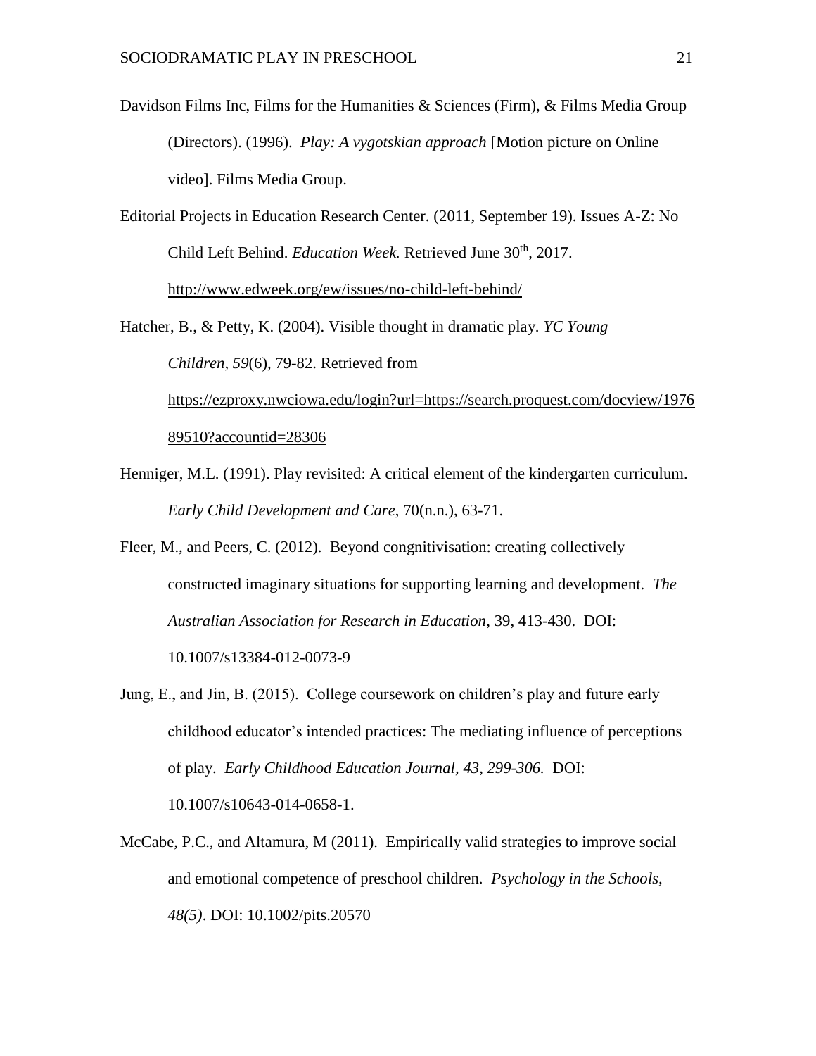Davidson Films Inc, Films for the Humanities & Sciences (Firm), & Films Media Group (Directors). (1996). *Play: A vygotskian approach* [Motion picture on Online video]. Films Media Group.

Editorial Projects in Education Research Center. (2011, September 19). Issues A-Z: No Child Left Behind. *Education Week.* Retrieved June 30th, 2017. http://www.edweek.org/ew/issues/no-child-left-behind/

Hatcher, B., & Petty, K. (2004). Visible thought in dramatic play. *YC Young Children, 59*(6), 79-82. Retrieved from https://ezproxy.nwciowa.edu/login?url=https://search.proquest.com/docview/197689510?accountid=28306

Henniger, M.L. (1991). Play revisited: A critical element of the kindergarten curriculum. *Early Child Development and Care*, 70(n.n.), 63-71.

Fleer, M., and Peers, C. (2012). Beyond congnitivisation: creating collectively constructed imaginary situations for supporting learning and development. *The Australian Association for Research in Education*, 39, 413-430. DOI: 10.1007/s13384-012-0073-9

Jung, E., and Jin, B. (2015). College coursework on children's play and future early childhood educator's intended practices: The mediating influence of perceptions of play. *Early Childhood Education Journal, 43, 299-306.* DOI: 10.1007/s10643-014-0658-1.

McCabe, P.C., and Altamura, M (2011). Empirically valid strategies to improve social and emotional competence of preschool children. *Psychology in the Schools, 48(5)*. DOI: 10.1002/pits.20570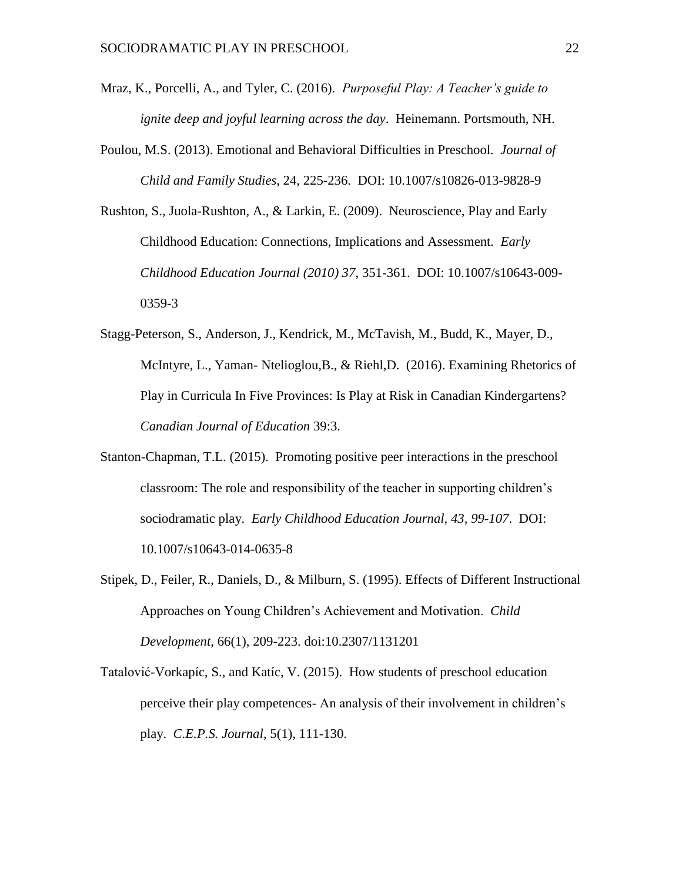Mraz, K., Porcelli, A., and Tyler, C. (2016). *Purposeful Play: A Teacher's guide to ignite deep and joyful learning across the day*. Heinemann. Portsmouth, NH.

Poulou, M.S. (2013). Emotional and Behavioral Difficulties in Preschool. *Journal of Child and Family Studies*, 24, 225-236. DOI: 10.1007/s10826-013-9828-9

Rushton, S., Juola-Rushton, A., & Larkin, E. (2009). Neuroscience, Play and Early Childhood Education: Connections, Implications and Assessment. *Early Childhood Education Journal (2010) 37*, 351-361. DOI: 10.1007/s10643-009-0359-3

Stagg-Peterson, S., Anderson, J., Kendrick, M., McTavish, M., Budd, K., Mayer, D., McIntyre, L., Yaman- Ntelioglou,B., & Riehl,D. (2016). Examining Rhetorics of Play in Curricula In Five Provinces: Is Play at Risk in Canadian Kindergartens? *Canadian Journal of Education* 39:3.

Stanton-Chapman, T.L. (2015). Promoting positive peer interactions in the preschool classroom: The role and responsibility of the teacher in supporting children's sociodramatic play. *Early Childhood Education Journal, 43, 99-107*. DOI: 10.1007/s10643-014-0635-8

Stipek, D., Feiler, R., Daniels, D., & Milburn, S. (1995). Effects of Different Instructional Approaches on Young Children's Achievement and Motivation. *Child Development*, 66(1), 209-223. doi:10.2307/1131201

Tatalović-Vorkapíc, S., and Katíc, V. (2015). How students of preschool education perceive their play competences- An analysis of their involvement in children's play. *C.E.P.S. Journal*, 5(1), 111-130.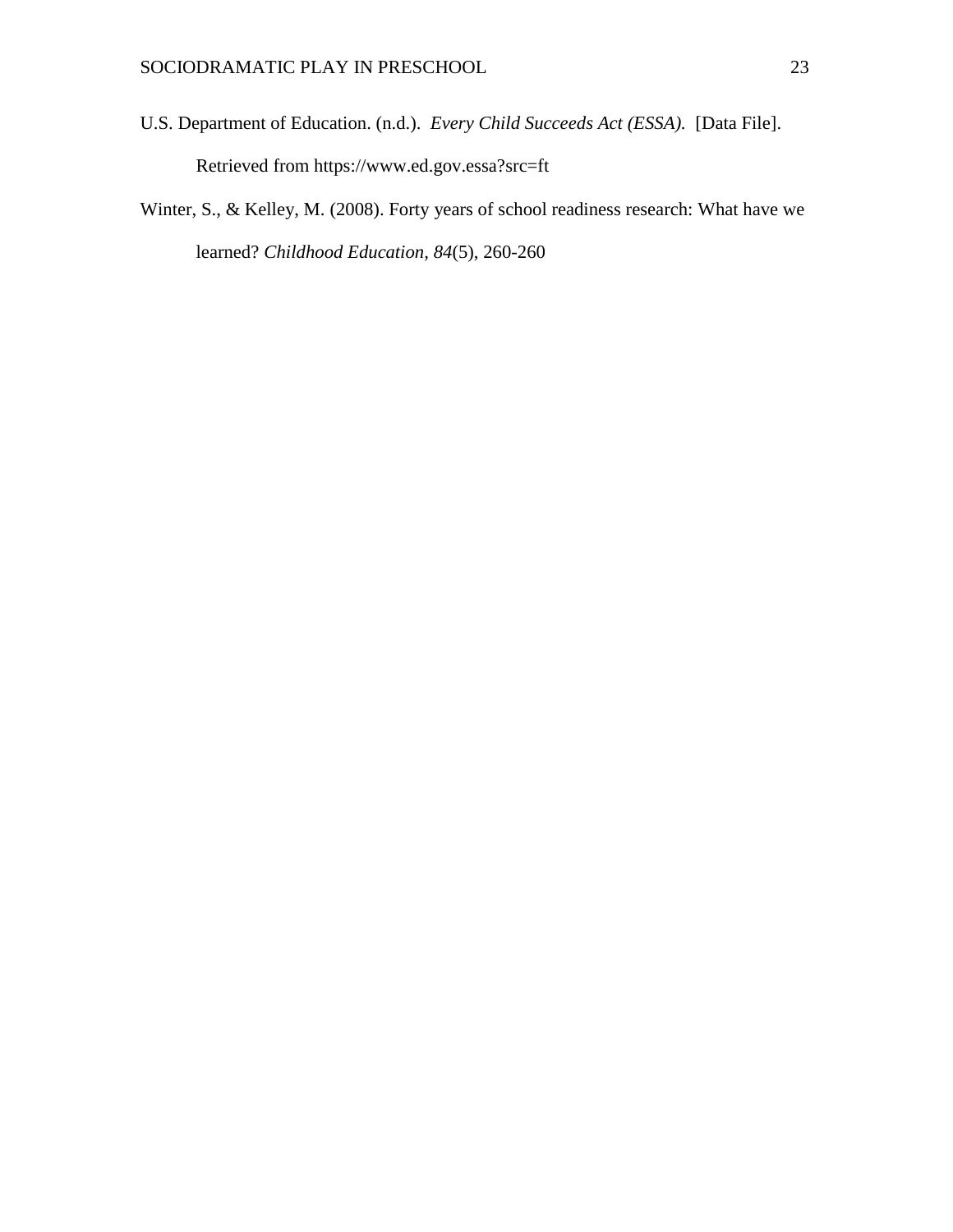U.S. Department of Education. (n.d.). *Every Child Succeeds Act (ESSA).* [Data File]. Retrieved from https://www.ed.gov.essa?src=ft

Winter, S., & Kelley, M. (2008). Forty years of school readiness research: What have we learned? *Childhood Education, 84*(5), 260-260